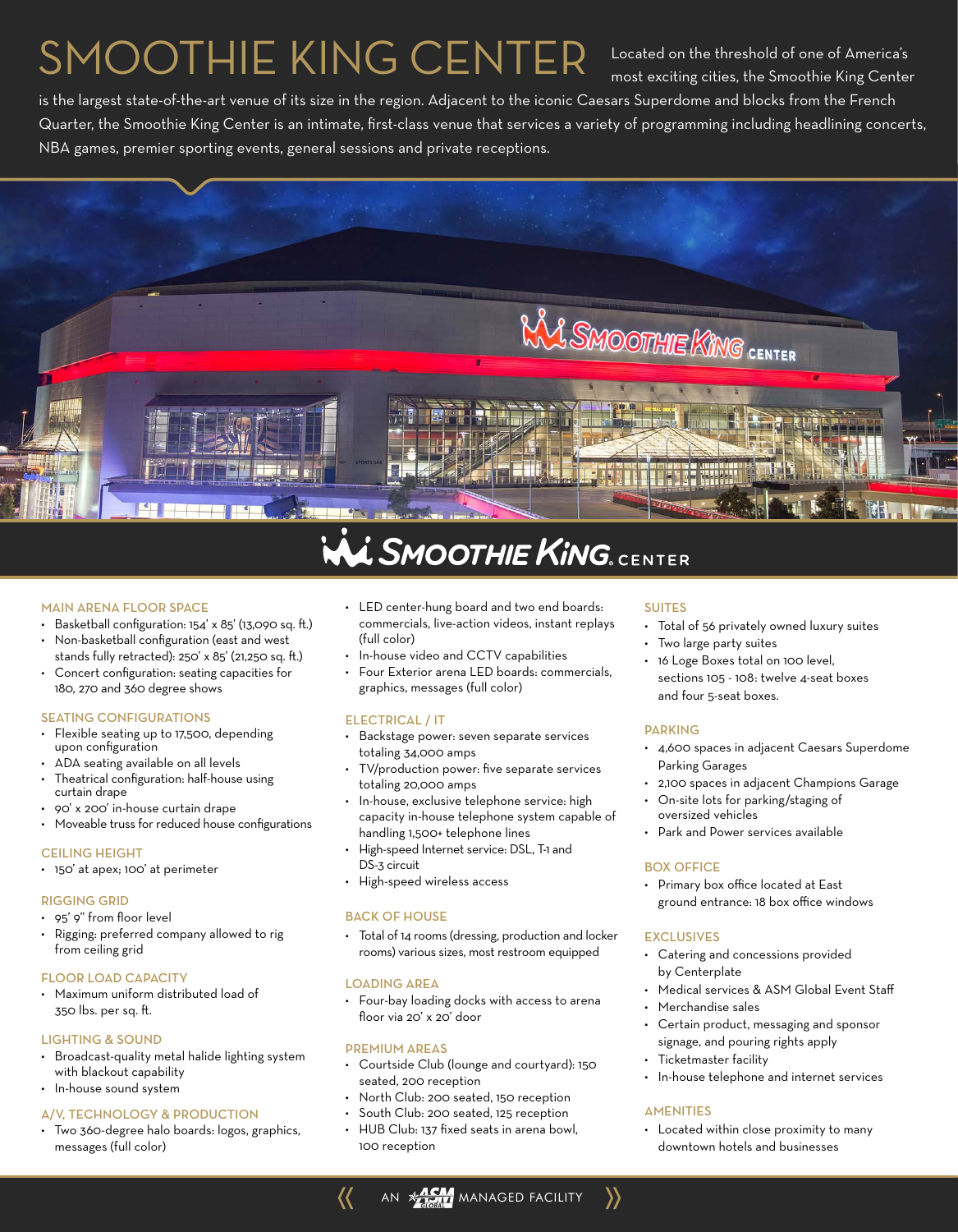# SMOOTHIE KING CENTER

Located on the threshold of one of America's most exciting cities, the Smoothie King Center is the largest state-of-the-art venue of its size in the region. Adjacent to the iconic Caesars Superdome and blocks from the French Quarter, the Smoothie King Center is an intimate, first-class venue that services a variety of programming including headlining concerts, NBA games, premier sporting events, general sessions and private receptions.

### MAIN ARENA FLOOR SPACE

- Basketball configuration: 154' x 85' (13,090 sq. ft.)
- Non-basketball configuration (east and west stands fully retracted): 250' x 85' (21,250 sq. ft.)
- Concert configuration: seating capacities for 180, 270 and 360 degree shows

### SEATING CONFIGURATIONS

- Flexible seating up to 17,500, depending upon configuration
- ADA seating available on all levels
- Theatrical configuration: half-house using curtain drape
- 90' x 200' in-house curtain drape
- Moveable truss for reduced house configurations

### CEILING HEIGHT

- 150' at apex; 100' at perimeter

### RIGGING GRID

- 95' 9" from floor level
- Rigging: preferred company allowed to rig from ceiling grid

### FLOOR LOAD CAPACITY

- Maximum uniform distributed load of 350 lbs. per sq. ft.

### LIGHTING & SOUND

- Broadcast-quality metal halide lighting system with blackout capability
- In-house sound system

### A/V, TECHNOLOGY & PRODUCTION

- Two 360-degree halo boards: logos, graphics, messages (full color)
- LED center-hung board and two end boards: commercials, live-action videos, instant replays (full color)
- In-house video and CCTV capabilities
- Four Exterior arena LED boards: commercials, graphics, messages (full color)

### ELECTRICAL / IT

- Backstage power: seven separate services totaling 34,000 amps
- TV/production power: five separate services totaling 20,000 amps
- In-house, exclusive telephone service: high capacity in-house telephone system capable of handling 1,500+ telephone lines
- High-speed Internet service: DSL, T-1 and DS-3 circuit
- High-speed wireless access

### BACK OF HOUSE

- Total of 14 rooms (dressing, production and locker rooms) various sizes, most restroom equipped

### LOADING AREA

- Four-bay loading docks with access to arena floor via 20' x 20' door

### PREMIUM AREAS

- Courtside Club (lounge and courtyard): 150 seated, 200 reception
- North Club: 200 seated, 150 reception
- South Club: 200 seated, 125 reception
- HUB Club: 137 fixed seats in arena bowl, 100 reception

### SUITES

- Total of 56 privately owned luxury suites
- Two large party suites
- 16 Loge Boxes total on 100 level, sections 105 - 108: twelve 4-seat boxes and four 5-seat boxes.

### PARKING

- 4,600 spaces in adjacent Caesars Superdome Parking Garages
- 2,100 spaces in adjacent Champions Garage
- On-site lots for parking/staging of oversized vehicles
- Park and Power services available

### BOX OFFICE

- Primary box office located at East ground entrance: 18 box office windows

### EXCLUSIVES

- Catering and concessions provided by Centerplate
- Medical services & ASM Global Event Staff
- Merchandise sales
- Certain product, messaging and sponsor signage, and pouring rights apply
- Ticketmaster facility
- In-house telephone and internet services

### AMENITIES

- Located within close proximity to many downtown hotels and businesses

AN ASM GLOBAL MANAGED FACILITY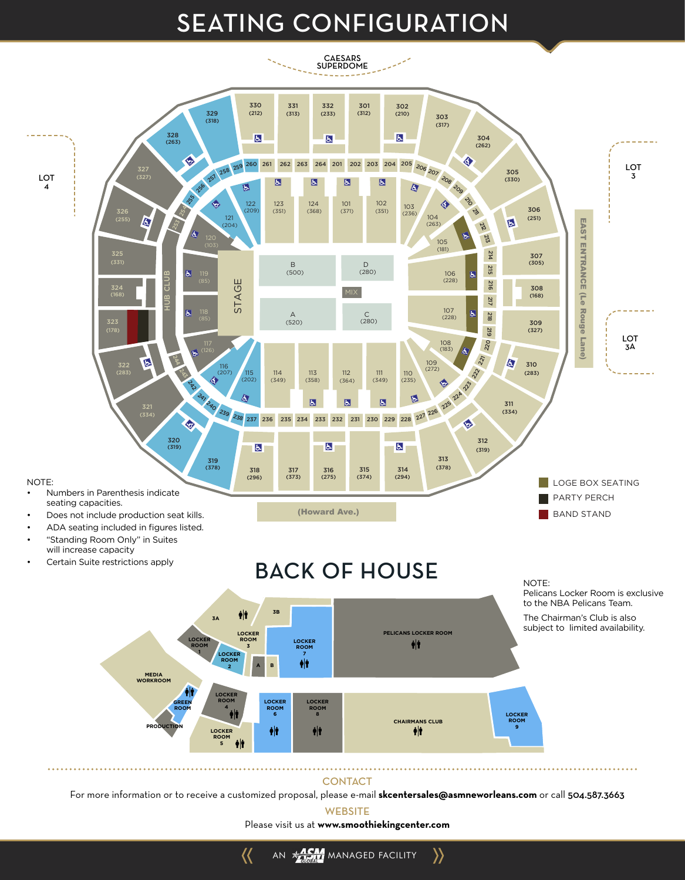# SEATING CONFIGURATION

CAESARS SUPERDOME

LOT 4

LOT 3

LOT 3A

EAST ENTRANCE (Le Rouge Lane)

(Howard Ave.)

| Section | Capacity |
|---|---|
| 330 | (212) |
| 331 | (313) |
| 332 | (233) |
| 301 | (312) |
| 302 | (210) |
| 303 | (317) |
| 304 | (262) |
| 305 | (330) |
| 306 | (251) |
| 307 | (305) |
| 308 | (168) |
| 309 | (327) |
| 310 | (283) |
| 311 | (334) |
| 312 | (319) |
| 313 | (378) |
| 314 | (294) |
| 315 | (374) |
| 316 | (275) |
| 317 | (373) |
| 318 | (296) |
| 319 | (378) |
| 320 | (319) |
| 321 | (334) |
| 322 | (283) |
| 323 | (178) |
| 324 | (168) |
| 325 | (331) |
| 326 | (255) |
| 327 | (327) |
| 328 | (263) |
| 329 | (318) |
| 122 | (209) |
| 123 | (351) |
| 124 | (368) |
| 101 | (371) |
| 102 | (351) |
| 103 | (236) |
| 104 | (263) |
| 105 | (181) |
| 106 | (228) |
| 107 | (228) |
| 108 | (183) |
| 109 | (272) |
| 110 | (235) |
| 111 | (349) |
| 112 | (364) |
| 113 | (358) |
| 114 | (349) |
| 115 | (202) |
| 116 | (207) |
| 117 | (126) |
| 118 | (85) |
| 119 | (85) |
| 120 | (103) |
| 121 | (204) |
| A | (520) |
| B | (500) |
| C | (280) |
| D | (280) |

Suites: 201, 202, 203, 204, 205, 206, 207, 208, 209, 210, 211, 212, 213, 214, 215, 216, 217, 218, 219, 220, 221, 222, 223, 224, 225, 226, 227, 228, 229, 230, 231, 232, 233, 234, 235, 236, 237, 238, 239, 240, 241, 242, 243, 244, 253, 254, 255, 256, 257, 258, 259, 260, 261, 262, 263, 264

STAGE

MIX

HUB CLUB

- LOGE BOX SEATING
- PARTY PERCH
- BAND STAND

NOTE:

- Numbers in Parenthesis indicate seating capacities.
- Does not include production seat kills.
- ADA seating included in figures listed.
- "Standing Room Only" in Suites will increase capacity
- Certain Suite restrictions apply

# BACK OF HOUSE

3A, 3B, LOCKER ROOM 1, LOCKER ROOM 2, LOCKER ROOM 3, LOCKER ROOM 7, A, B, PELICANS LOCKER ROOM, MEDIA WORKROOM, GREEN ROOM, PRODUCTION, LOCKER ROOM 4, LOCKER ROOM 5, LOCKER ROOM 6, LOCKER ROOM 8, CHAIRMANS CLUB, LOCKER ROOM 9

NOTE:

Pelicans Locker Room is exclusive to the NBA Pelicans Team.

The Chairman's Club is also subject to limited availability.

## CONTACT

For more information or to receive a customized proposal, please e-mail **skcentersales@asmneworleans.com** or call **504.587.3663**

## WEBSITE

Please visit us at **www.smoothiekingcenter.com**

AN ASM GLOBAL MANAGED FACILITY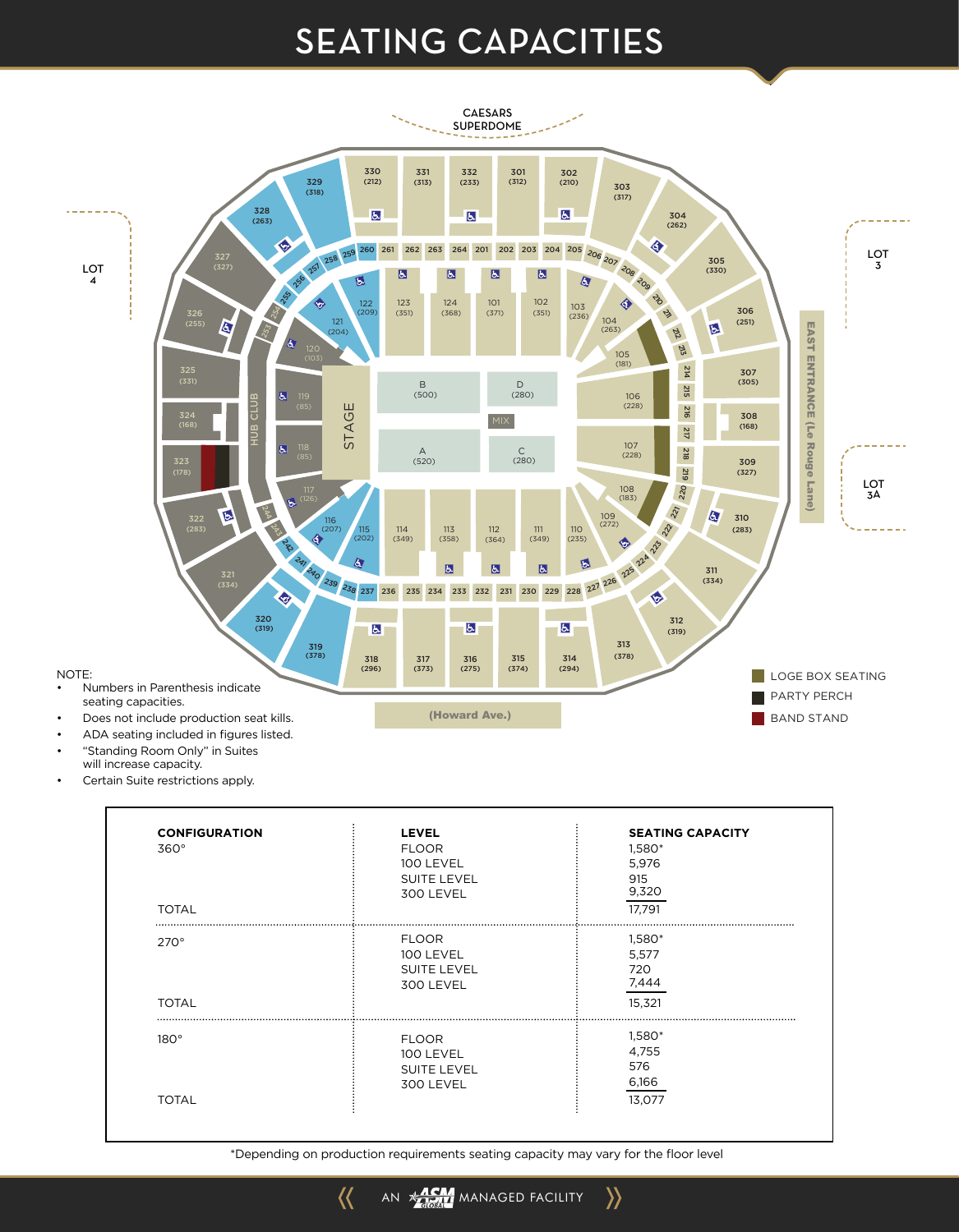# SEATING CAPACITIES

CAESARS SUPERDOME

LOT 4

LOT 3

LOT 3A

EAST ENTRANCE (Le Rouge Lane)

(Howard Ave.)

HUB CLUB

STAGE

MIX

B (500)

D (280)

A (520)

C (280)

330 (212)
331 (313)
332 (233)
301 (312)
302 (210)
303 (317)
304 (262)
305 (330)
306 (251)
307 (305)
308 (168)
309 (327)
310 (283)
311 (334)
312 (319)
313 (378)
314 (294)
315 (374)
316 (275)
317 (373)
318 (296)
319 (378)
320 (319)
321 (334)
322 (283)
323 (178)
324 (168)
325 (331)
326 (255)
327 (327)
328 (263)
329 (318)

101 (371)
102 (351)
103 (236)
104 (263)
105 (181)
106 (228)
107 (228)
108 (183)
109 (272)
110 (235)
111 (349)
112 (364)
113 (358)
114 (349)
115 (202)
116 (207)
117 (126)
118 (85)
119 (85)
120 (103)
121 (204)
122 (209)
123 (351)
124 (368)

201 202 203 204 205 206 207 208 209 210 211 212 213 214 215 216 217 218 219 220 221 222 223 224 225 226 227 228 229 230 231 232 233 234 235 236 237 238 239 240 241 242 243 244 253 254 255 256 257 258 259 260 261 262 263 264

LOGE BOX SEATING

PARTY PERCH

BAND STAND

NOTE:

- Numbers in Parenthesis indicate seating capacities.
- Does not include production seat kills.
- ADA seating included in figures listed.
- "Standing Room Only" in Suites will increase capacity.
- Certain Suite restrictions apply.

| CONFIGURATION | LEVEL | SEATING CAPACITY |
|---|---|---|
| 360° | FLOOR | 1,580* |
| | 100 LEVEL | 5,976 |
| | SUITE LEVEL | 915 |
| | 300 LEVEL | 9,320 |
| TOTAL | | 17,791 |
| 270° | FLOOR | 1,580* |
| | 100 LEVEL | 5,577 |
| | SUITE LEVEL | 720 |
| | 300 LEVEL | 7,444 |
| TOTAL | | 15,321 |
| 180° | FLOOR | 1,580* |
| | 100 LEVEL | 4,755 |
| | SUITE LEVEL | 576 |
| | 300 LEVEL | 6,166 |
| TOTAL | | 13,077 |

*Depending on production requirements seating capacity may vary for the floor level

AN ASM GLOBAL MANAGED FACILITY